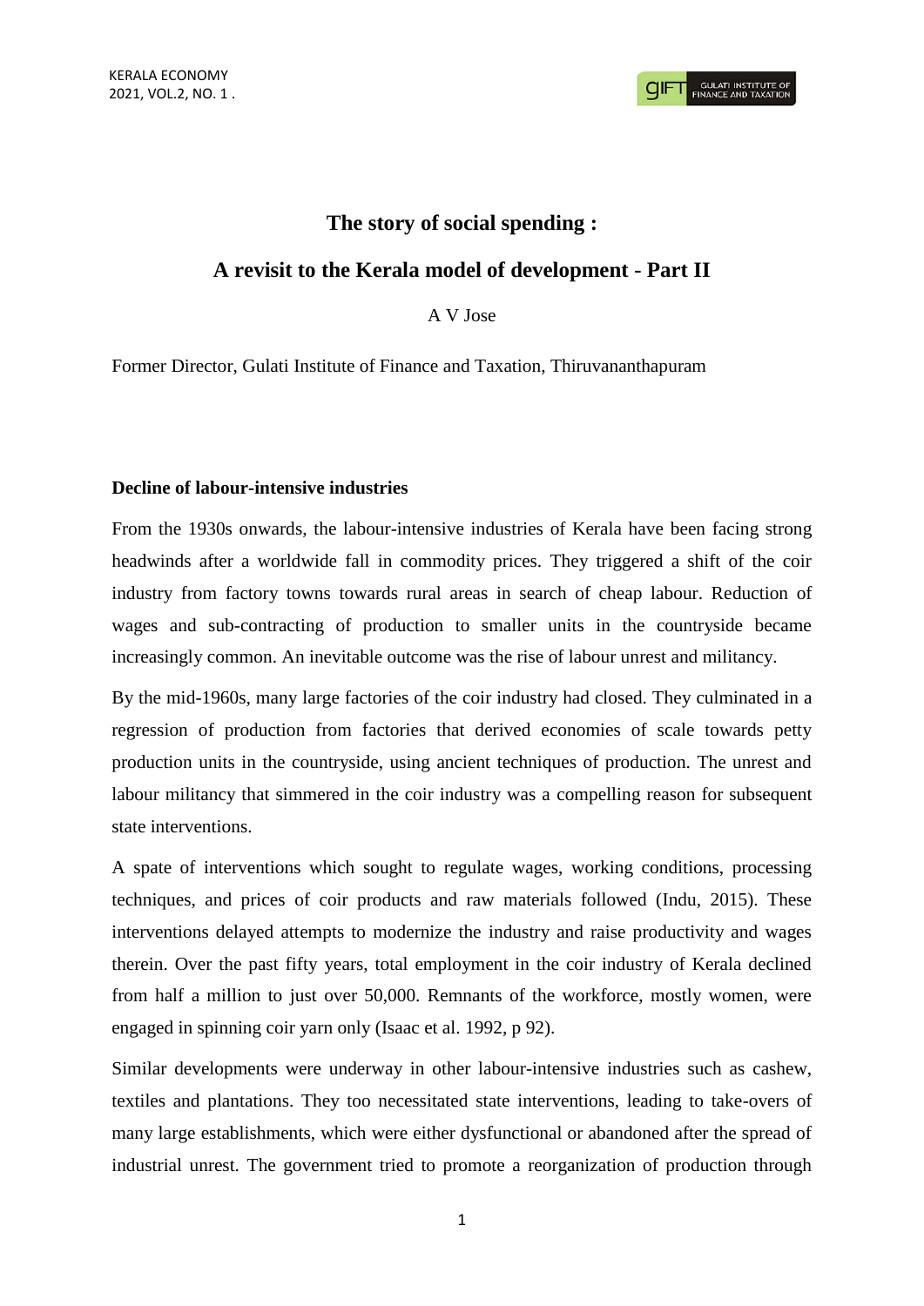# The story of social spending :

# A revisit to the Kerala model of development - Part II

A V Jose

Former Director, Gulati Institute of Finance and Taxation, Thiruvananthapuram

## Decline of labour-intensive industries

From the 1930s onwards, the labour-intensive industries of Kerala have been facing strong headwinds after a worldwide fall in commodity prices. They triggered a shift of the coir industry from factory towns towards rural areas in search of cheap labour. Reduction of wages and sub-contracting of production to smaller units in the countryside became increasingly common. An inevitable outcome was the rise of labour unrest and militancy.

By the mid-1960s, many large factories of the coir industry had closed. They culminated in a regression of production from factories that derived economies of scale towards petty production units in the countryside, using ancient techniques of production. The unrest and labour militancy that simmered in the coir industry was a compelling reason for subsequent state interventions.

A spate of interventions which sought to regulate wages, working conditions, processing techniques, and prices of coir products and raw materials followed (Indu, 2015). These interventions delayed attempts to modernize the industry and raise productivity and wages therein. Over the past fifty years, total employment in the coir industry of Kerala declined from half a million to just over 50,000. Remnants of the workforce, mostly women, were engaged in spinning coir yarn only (Isaac et al. 1992, p 92).

Similar developments were underway in other labour-intensive industries such as cashew, textiles and plantations. They too necessitated state interventions, leading to take-overs of many large establishments, which were either dysfunctional or abandoned after the spread of industrial unrest. The government tried to promote a reorganization of production through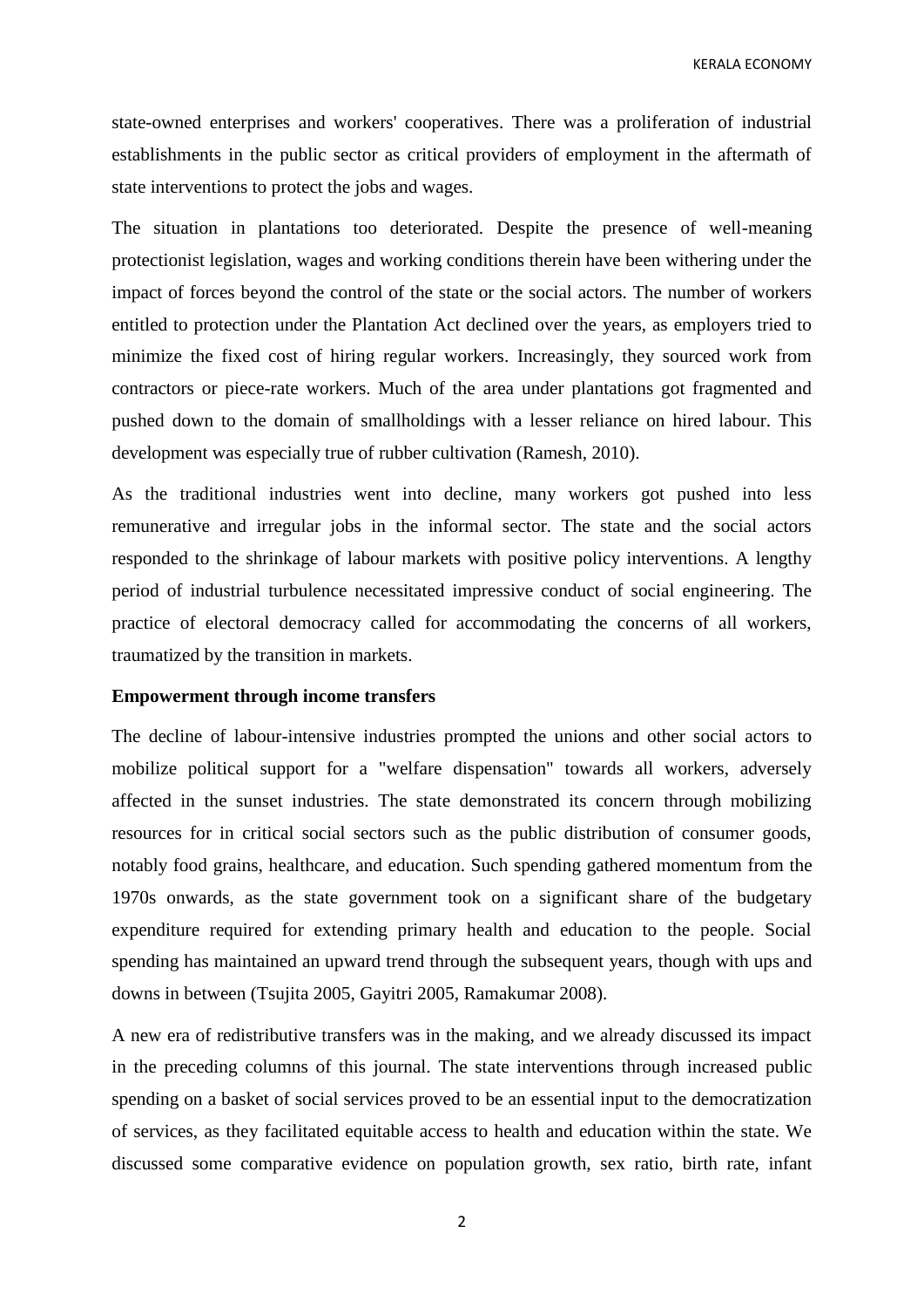state-owned enterprises and workers' cooperatives. There was a proliferation of industrial establishments in the public sector as critical providers of employment in the aftermath of state interventions to protect the jobs and wages.

The situation in plantations too deteriorated. Despite the presence of well-meaning protectionist legislation, wages and working conditions therein have been withering under the impact of forces beyond the control of the state or the social actors. The number of workers entitled to protection under the Plantation Act declined over the years, as employers tried to minimize the fixed cost of hiring regular workers. Increasingly, they sourced work from contractors or piece-rate workers. Much of the area under plantations got fragmented and pushed down to the domain of smallholdings with a lesser reliance on hired labour. This development was especially true of rubber cultivation (Ramesh, 2010).

As the traditional industries went into decline, many workers got pushed into less remunerative and irregular jobs in the informal sector. The state and the social actors responded to the shrinkage of labour markets with positive policy interventions. A lengthy period of industrial turbulence necessitated impressive conduct of social engineering. The practice of electoral democracy called for accommodating the concerns of all workers, traumatized by the transition in markets.

**Empowerment through income transfers**

The decline of labour-intensive industries prompted the unions and other social actors to mobilize political support for a "welfare dispensation" towards all workers, adversely affected in the sunset industries. The state demonstrated its concern through mobilizing resources for in critical social sectors such as the public distribution of consumer goods, notably food grains, healthcare, and education. Such spending gathered momentum from the 1970s onwards, as the state government took on a significant share of the budgetary expenditure required for extending primary health and education to the people. Social spending has maintained an upward trend through the subsequent years, though with ups and downs in between (Tsujita 2005, Gayitri 2005, Ramakumar 2008).

A new era of redistributive transfers was in the making, and we already discussed its impact in the preceding columns of this journal. The state interventions through increased public spending on a basket of social services proved to be an essential input to the democratization of services, as they facilitated equitable access to health and education within the state. We discussed some comparative evidence on population growth, sex ratio, birth rate, infant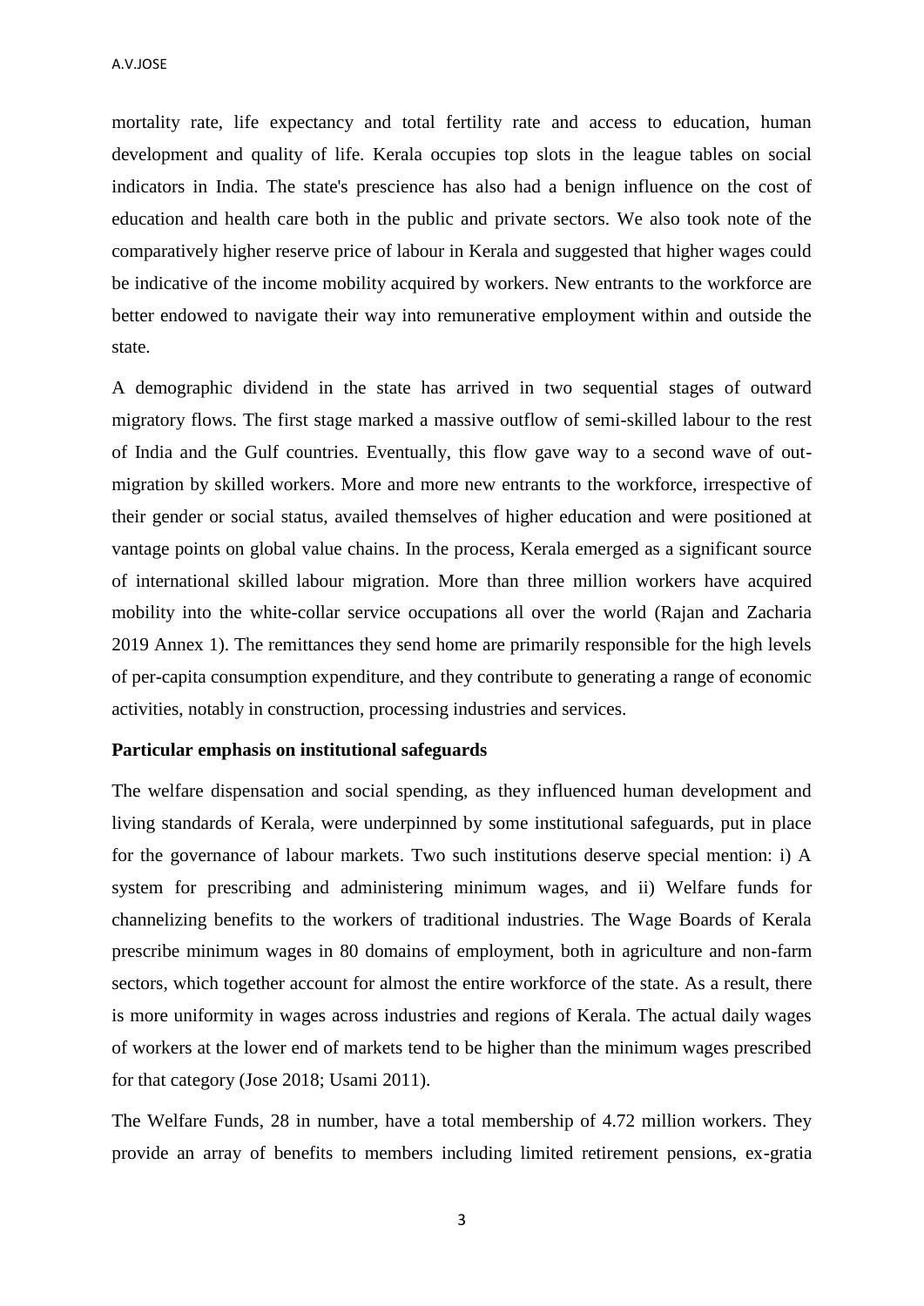mortality rate, life expectancy and total fertility rate and access to education, human development and quality of life. Kerala occupies top slots in the league tables on social indicators in India. The state's prescience has also had a benign influence on the cost of education and health care both in the public and private sectors. We also took note of the comparatively higher reserve price of labour in Kerala and suggested that higher wages could be indicative of the income mobility acquired by workers. New entrants to the workforce are better endowed to navigate their way into remunerative employment within and outside the state.

A demographic dividend in the state has arrived in two sequential stages of outward migratory flows. The first stage marked a massive outflow of semi-skilled labour to the rest of India and the Gulf countries. Eventually, this flow gave way to a second wave of out-migration by skilled workers. More and more new entrants to the workforce, irrespective of their gender or social status, availed themselves of higher education and were positioned at vantage points on global value chains. In the process, Kerala emerged as a significant source of international skilled labour migration. More than three million workers have acquired mobility into the white-collar service occupations all over the world (Rajan and Zacharia 2019 Annex 1). The remittances they send home are primarily responsible for the high levels of per-capita consumption expenditure, and they contribute to generating a range of economic activities, notably in construction, processing industries and services.

**Particular emphasis on institutional safeguards**

The welfare dispensation and social spending, as they influenced human development and living standards of Kerala, were underpinned by some institutional safeguards, put in place for the governance of labour markets. Two such institutions deserve special mention: i) A system for prescribing and administering minimum wages, and ii) Welfare funds for channelizing benefits to the workers of traditional industries. The Wage Boards of Kerala prescribe minimum wages in 80 domains of employment, both in agriculture and non-farm sectors, which together account for almost the entire workforce of the state. As a result, there is more uniformity in wages across industries and regions of Kerala. The actual daily wages of workers at the lower end of markets tend to be higher than the minimum wages prescribed for that category (Jose 2018; Usami 2011).

The Welfare Funds, 28 in number, have a total membership of 4.72 million workers. They provide an array of benefits to members including limited retirement pensions, ex-gratia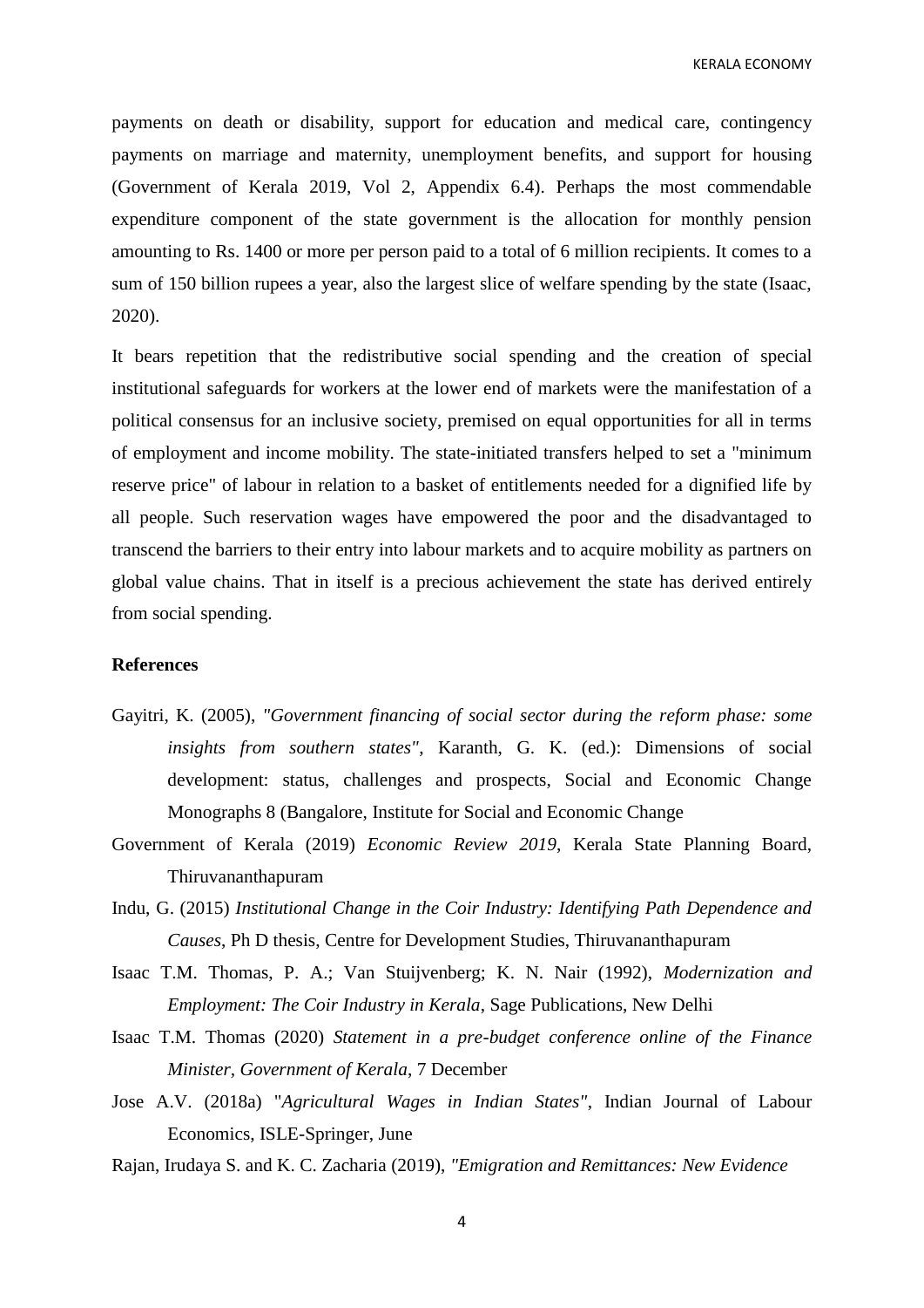payments on death or disability, support for education and medical care, contingency payments on marriage and maternity, unemployment benefits, and support for housing (Government of Kerala 2019, Vol 2, Appendix 6.4). Perhaps the most commendable expenditure component of the state government is the allocation for monthly pension amounting to Rs. 1400 or more per person paid to a total of 6 million recipients. It comes to a sum of 150 billion rupees a year, also the largest slice of welfare spending by the state (Isaac, 2020).

It bears repetition that the redistributive social spending and the creation of special institutional safeguards for workers at the lower end of markets were the manifestation of a political consensus for an inclusive society, premised on equal opportunities for all in terms of employment and income mobility. The state-initiated transfers helped to set a "minimum reserve price" of labour in relation to a basket of entitlements needed for a dignified life by all people. Such reservation wages have empowered the poor and the disadvantaged to transcend the barriers to their entry into labour markets and to acquire mobility as partners on global value chains. That in itself is a precious achievement the state has derived entirely from social spending.

## References

Gayitri, K. (2005), *"Government financing of social sector during the reform phase: some insights from southern states"*, Karanth, G. K. (ed.): Dimensions of social development: status, challenges and prospects, Social and Economic Change Monographs 8 (Bangalore, Institute for Social and Economic Change

Government of Kerala (2019) *Economic Review 2019*, Kerala State Planning Board, Thiruvananthapuram

Indu, G. (2015) *Institutional Change in the Coir Industry: Identifying Path Dependence and Causes*, Ph D thesis, Centre for Development Studies, Thiruvananthapuram

Isaac T.M. Thomas, P. A.; Van Stuijvenberg; K. N. Nair (1992), *Modernization and Employment: The Coir Industry in Kerala*, Sage Publications, New Delhi

Isaac T.M. Thomas (2020) *Statement in a pre-budget conference online of the Finance Minister, Government of Kerala*, 7 December

Jose A.V. (2018a) "*Agricultural Wages in Indian States"*, Indian Journal of Labour Economics, ISLE-Springer, June

Rajan, Irudaya S. and K. C. Zacharia (2019), *"Emigration and Remittances: New Evidence*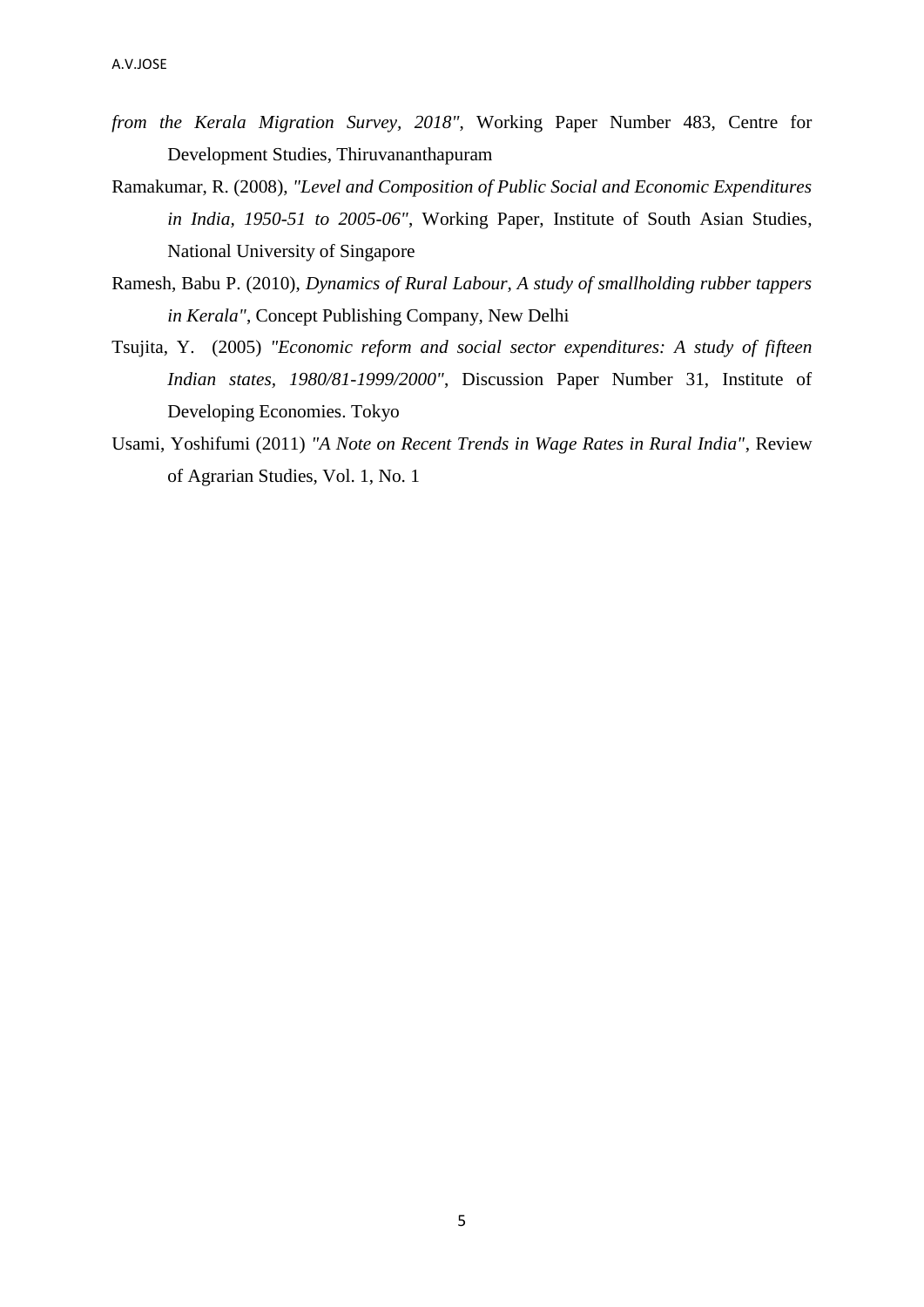*from the Kerala Migration Survey, 2018"*, Working Paper Number 483, Centre for Development Studies, Thiruvananthapuram

Ramakumar, R. (2008), *"Level and Composition of Public Social and Economic Expenditures in India, 1950-51 to 2005-06"*, Working Paper, Institute of South Asian Studies, National University of Singapore

Ramesh, Babu P. (2010), *Dynamics of Rural Labour, A study of smallholding rubber tappers in Kerala"*, Concept Publishing Company, New Delhi

Tsujita, Y. (2005) *"Economic reform and social sector expenditures: A study of fifteen Indian states, 1980/81-1999/2000"*, Discussion Paper Number 31, Institute of Developing Economies. Tokyo

Usami, Yoshifumi (2011) *"A Note on Recent Trends in Wage Rates in Rural India"*, Review of Agrarian Studies, Vol. 1, No. 1